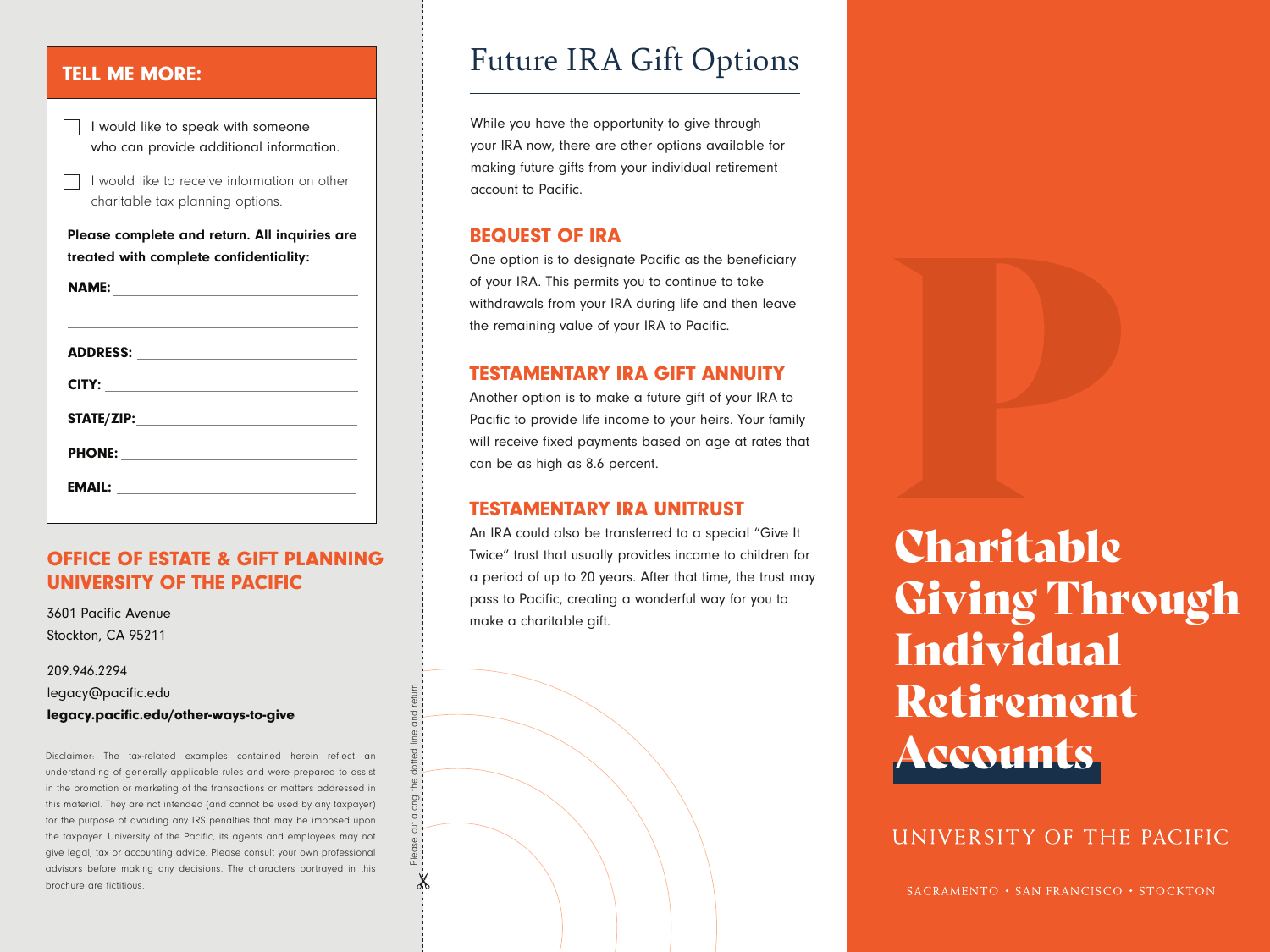## TELL ME MORE:

- [ ] I would like to speak with someone who can provide additional information.
- [ ] I would like to receive information on other charitable tax planning options.

**Please complete and return. All inquiries are treated with complete confidentiality:**

**NAME:** ______________________________

______________________________

**ADDRESS:** ______________________________

**CITY:** ______________________________

**STATE/ZIP:** ______________________________

**PHONE:** ______________________________

**EMAIL:** ______________________________

## OFFICE OF ESTATE & GIFT PLANNING UNIVERSITY OF THE PACIFIC

3601 Pacific Avenue
Stockton, CA 95211

209.946.2294
legacy@pacific.edu
**legacy.pacific.edu/other-ways-to-give**

Disclaimer: The tax-related examples contained herein reflect an understanding of generally applicable rules and were prepared to assist in the promotion or marketing of the transactions or matters addressed in this material. They are not intended (and cannot be used by any taxpayer) for the purpose of avoiding any IRS penalties that may be imposed upon the taxpayer. University of the Pacific, its agents and employees may not give legal, tax or accounting advice. Please consult your own professional advisors before making any decisions. The characters portrayed in this brochure are fictitious.

Please cut along the dotted line and return

# Future IRA Gift Options

While you have the opportunity to give through your IRA now, there are other options available for making future gifts from your individual retirement account to Pacific.

## BEQUEST OF IRA

One option is to designate Pacific as the beneficiary of your IRA. This permits you to continue to take withdrawals from your IRA during life and then leave the remaining value of your IRA to Pacific.

## TESTAMENTARY IRA GIFT ANNUITY

Another option is to make a future gift of your IRA to Pacific to provide life income to your heirs. Your family will receive fixed payments based on age at rates that can be as high as 8.6 percent.

## TESTAMENTARY IRA UNITRUST

An IRA could also be transferred to a special "Give It Twice" trust that usually provides income to children for a period of up to 20 years. After that time, the trust may pass to Pacific, creating a wonderful way for you to make a charitable gift.

# Charitable Giving Through Individual Retirement Accounts

UNIVERSITY OF THE PACIFIC

SACRAMENTO • SAN FRANCISCO • STOCKTON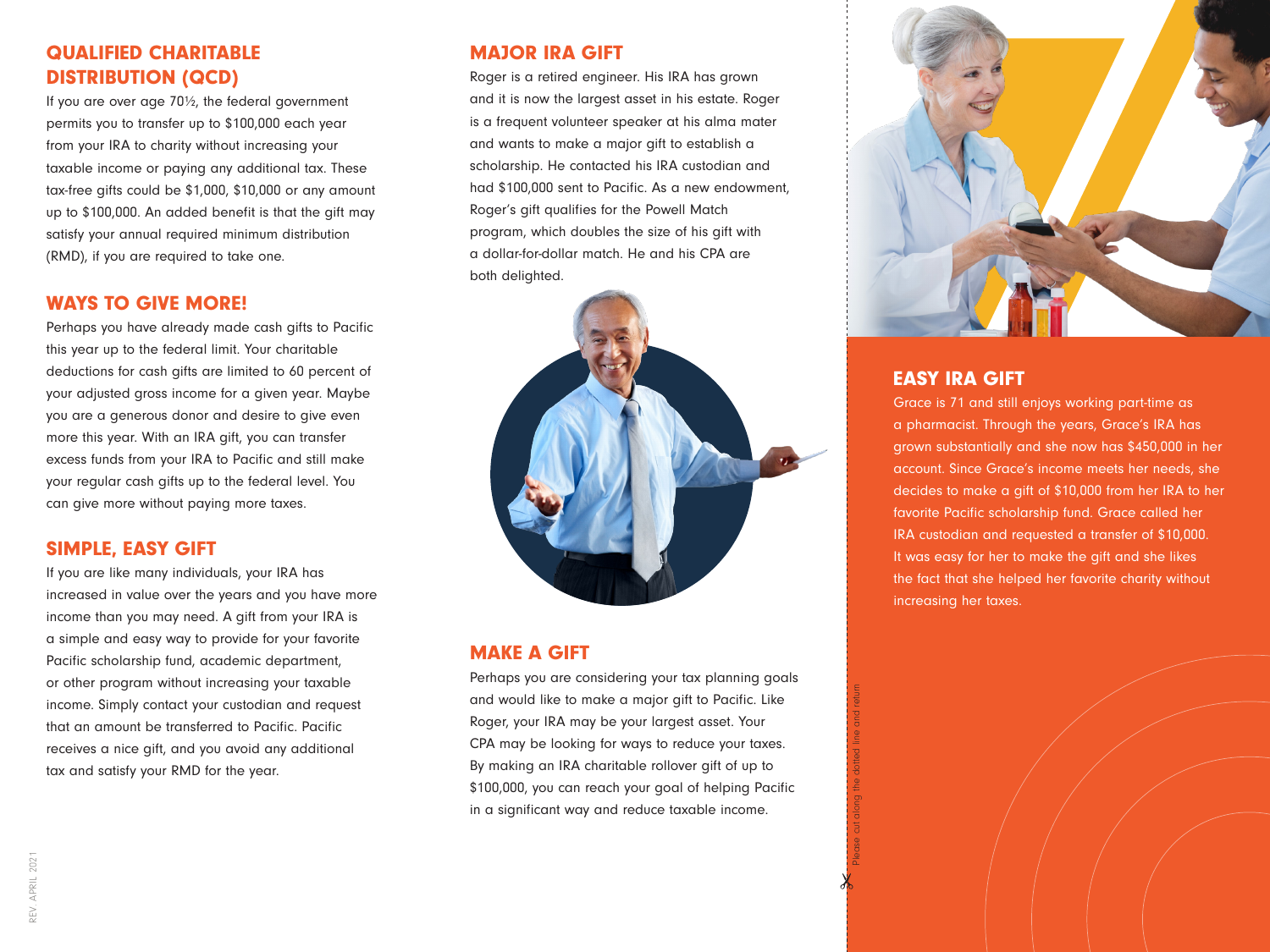## QUALIFIED CHARITABLE DISTRIBUTION (QCD)

If you are over age 70½, the federal government permits you to transfer up to $100,000 each year from your IRA to charity without increasing your taxable income or paying any additional tax. These tax-free gifts could be $1,000, $10,000 or any amount up to $100,000. An added benefit is that the gift may satisfy your annual required minimum distribution (RMD), if you are required to take one.

## WAYS TO GIVE MORE!

Perhaps you have already made cash gifts to Pacific this year up to the federal limit. Your charitable deductions for cash gifts are limited to 60 percent of your adjusted gross income for a given year. Maybe you are a generous donor and desire to give even more this year. With an IRA gift, you can transfer excess funds from your IRA to Pacific and still make your regular cash gifts up to the federal level. You can give more without paying more taxes.

## SIMPLE, EASY GIFT

If you are like many individuals, your IRA has increased in value over the years and you have more income than you may need. A gift from your IRA is a simple and easy way to provide for your favorite Pacific scholarship fund, academic department, or other program without increasing your taxable income. Simply contact your custodian and request that an amount be transferred to Pacific. Pacific receives a nice gift, and you avoid any additional tax and satisfy your RMD for the year.

## MAJOR IRA GIFT

Roger is a retired engineer. His IRA has grown and it is now the largest asset in his estate. Roger is a frequent volunteer speaker at his alma mater and wants to make a major gift to establish a scholarship. He contacted his IRA custodian and had $100,000 sent to Pacific. As a new endowment, Roger's gift qualifies for the Powell Match program, which doubles the size of his gift with a dollar-for-dollar match. He and his CPA are both delighted.

## MAKE A GIFT

Perhaps you are considering your tax planning goals and would like to make a major gift to Pacific. Like Roger, your IRA may be your largest asset. Your CPA may be looking for ways to reduce your taxes. By making an IRA charitable rollover gift of up to $100,000, you can reach your goal of helping Pacific in a significant way and reduce taxable income.

## EASY IRA GIFT

Grace is 71 and still enjoys working part-time as a pharmacist. Through the years, Grace's IRA has grown substantially and she now has $450,000 in her account. Since Grace's income meets her needs, she decides to make a gift of $10,000 from her IRA to her favorite Pacific scholarship fund. Grace called her IRA custodian and requested a transfer of $10,000. It was easy for her to make the gift and she likes the fact that she helped her favorite charity without increasing her taxes.

Please cut along the dotted line and return

REV. APRIL 2021